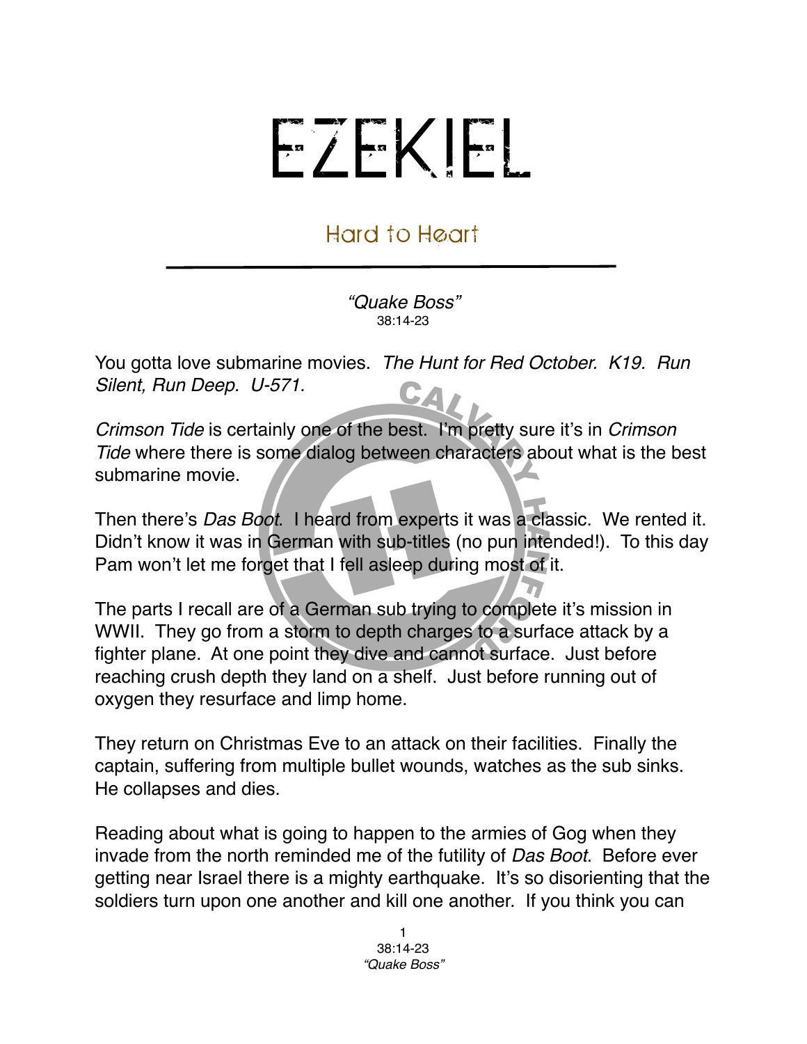# EZEKIEL

## Hard to Heart

*"Quake Boss"*
38:14-23

You gotta love submarine movies. *The Hunt for Red October. K19. Run Silent, Run Deep. U-571.*

*Crimson Tide* is certainly one of the best. I'm pretty sure it's in *Crimson Tide* where there is some dialog between characters about what is the best submarine movie.

Then there's *Das Boot*. I heard from experts it was a classic. We rented it. Didn't know it was in German with sub-titles (no pun intended!). To this day Pam won't let me forget that I fell asleep during most of it.

The parts I recall are of a German sub trying to complete it's mission in WWII. They go from a storm to depth charges to a surface attack by a fighter plane. At one point they dive and cannot surface. Just before reaching crush depth they land on a shelf. Just before running out of oxygen they resurface and limp home.

They return on Christmas Eve to an attack on their facilities. Finally the captain, suffering from multiple bullet wounds, watches as the sub sinks. He collapses and dies.

Reading about what is going to happen to the armies of Gog when they invade from the north reminded me of the futility of *Das Boot*. Before ever getting near Israel there is a mighty earthquake. It's so disorienting that the soldiers turn upon one another and kill one another. If you think you can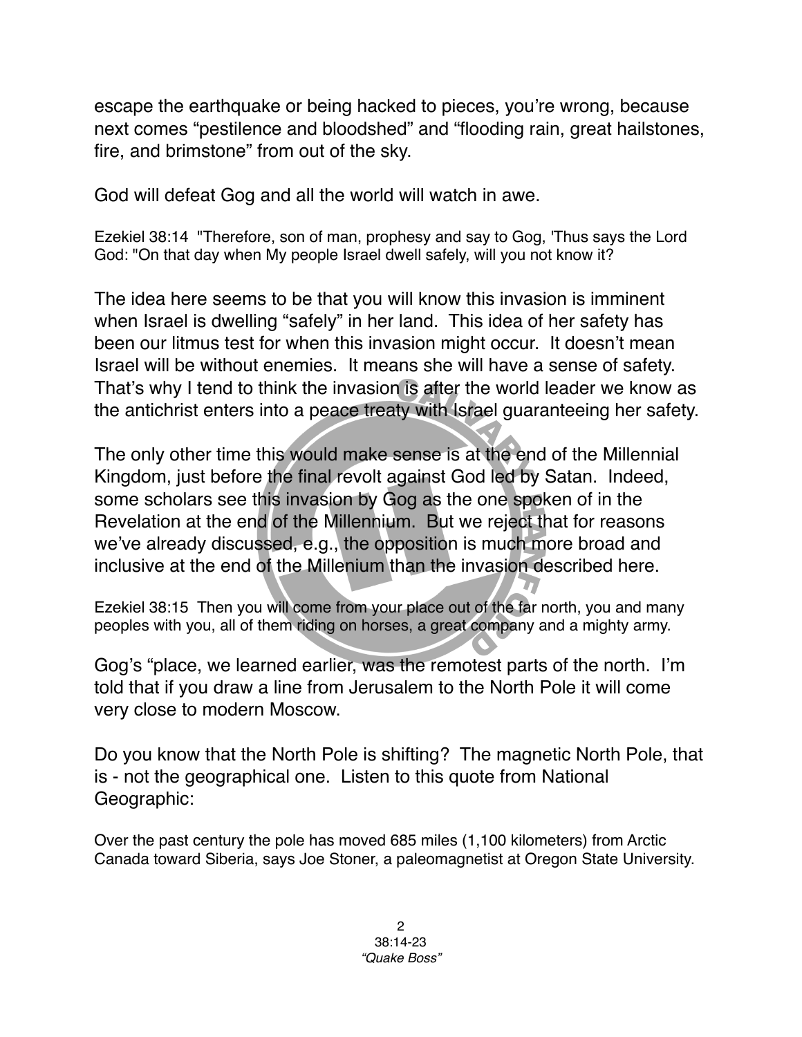escape the earthquake or being hacked to pieces, you're wrong, because next comes "pestilence and bloodshed" and "flooding rain, great hailstones, fire, and brimstone" from out of the sky.

God will defeat Gog and all the world will watch in awe.

Ezekiel 38:14 "Therefore, son of man, prophesy and say to Gog, 'Thus says the Lord God: "On that day when My people Israel dwell safely, will you not know it?

The idea here seems to be that you will know this invasion is imminent when Israel is dwelling "safely" in her land. This idea of her safety has been our litmus test for when this invasion might occur. It doesn't mean Israel will be without enemies. It means she will have a sense of safety. That's why I tend to think the invasion is after the world leader we know as the antichrist enters into a peace treaty with Israel guaranteeing her safety.

The only other time this would make sense is at the end of the Millennial Kingdom, just before the final revolt against God led by Satan. Indeed, some scholars see this invasion by Gog as the one spoken of in the Revelation at the end of the Millennium. But we reject that for reasons we've already discussed, e.g., the opposition is much more broad and inclusive at the end of the Millenium than the invasion described here.

Ezekiel 38:15 Then you will come from your place out of the far north, you and many peoples with you, all of them riding on horses, a great company and a mighty army.

Gog's "place, we learned earlier, was the remotest parts of the north. I'm told that if you draw a line from Jerusalem to the North Pole it will come very close to modern Moscow.

Do you know that the North Pole is shifting? The magnetic North Pole, that is - not the geographical one. Listen to this quote from National Geographic:

Over the past century the pole has moved 685 miles (1,100 kilometers) from Arctic Canada toward Siberia, says Joe Stoner, a paleomagnetist at Oregon State University.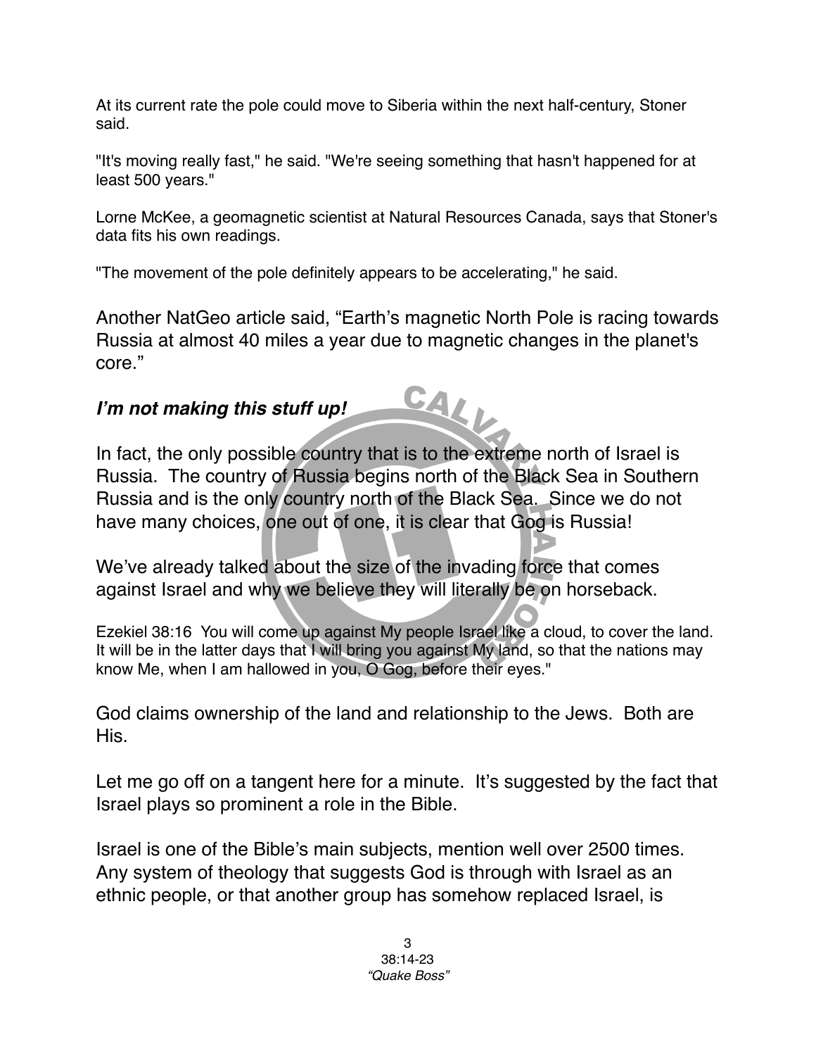At its current rate the pole could move to Siberia within the next half-century, Stoner said.

"It's moving really fast," he said. "We're seeing something that hasn't happened for at least 500 years."

Lorne McKee, a geomagnetic scientist at Natural Resources Canada, says that Stoner's data fits his own readings.

"The movement of the pole definitely appears to be accelerating," he said.

Another NatGeo article said, "Earth's magnetic North Pole is racing towards Russia at almost 40 miles a year due to magnetic changes in the planet's core."

***I'm not making this stuff up!***

In fact, the only possible country that is to the extreme north of Israel is Russia. The country of Russia begins north of the Black Sea in Southern Russia and is the only country north of the Black Sea. Since we do not have many choices, one out of one, it is clear that Gog is Russia!

We've already talked about the size of the invading force that comes against Israel and why we believe they will literally be on horseback.

Ezekiel 38:16 You will come up against My people Israel like a cloud, to cover the land. It will be in the latter days that I will bring you against My land, so that the nations may know Me, when I am hallowed in you, O Gog, before their eyes."

God claims ownership of the land and relationship to the Jews. Both are His.

Let me go off on a tangent here for a minute. It's suggested by the fact that Israel plays so prominent a role in the Bible.

Israel is one of the Bible's main subjects, mention well over 2500 times. Any system of theology that suggests God is through with Israel as an ethnic people, or that another group has somehow replaced Israel, is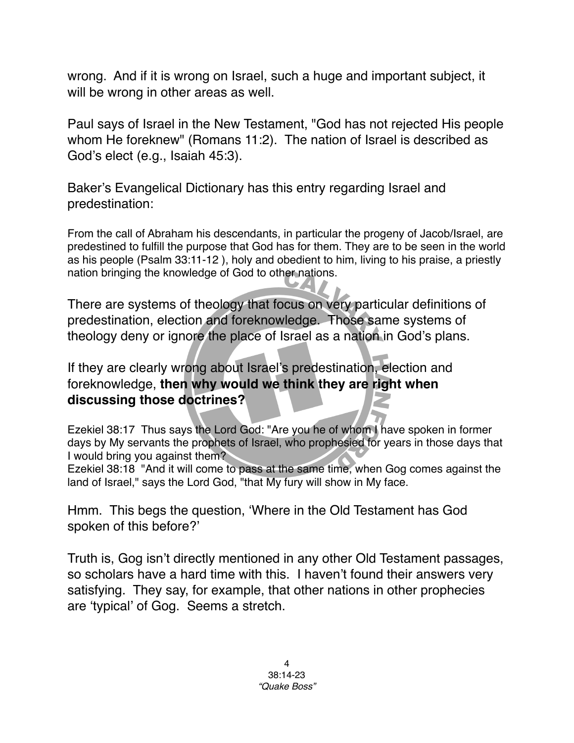wrong. And if it is wrong on Israel, such a huge and important subject, it will be wrong in other areas as well.

Paul says of Israel in the New Testament, "God has not rejected His people whom He foreknew" (Romans 11:2). The nation of Israel is described as God's elect (e.g., Isaiah 45:3).

Baker's Evangelical Dictionary has this entry regarding Israel and predestination:

From the call of Abraham his descendants, in particular the progeny of Jacob/Israel, are predestined to fulfill the purpose that God has for them. They are to be seen in the world as his people (Psalm 33:11-12 ), holy and obedient to him, living to his praise, a priestly nation bringing the knowledge of God to other nations.

There are systems of theology that focus on very particular definitions of predestination, election and foreknowledge. Those same systems of theology deny or ignore the place of Israel as a nation in God's plans.

If they are clearly wrong about Israel's predestination, election and foreknowledge, **then why would we think they are right when discussing those doctrines?**

Ezekiel 38:17 Thus says the Lord God: "Are you he of whom I have spoken in former days by My servants the prophets of Israel, who prophesied for years in those days that I would bring you against them?
Ezekiel 38:18 "And it will come to pass at the same time, when Gog comes against the land of Israel," says the Lord God, "that My fury will show in My face.

Hmm. This begs the question, 'Where in the Old Testament has God spoken of this before?'

Truth is, Gog isn't directly mentioned in any other Old Testament passages, so scholars have a hard time with this. I haven't found their answers very satisfying. They say, for example, that other nations in other prophecies are 'typical' of Gog. Seems a stretch.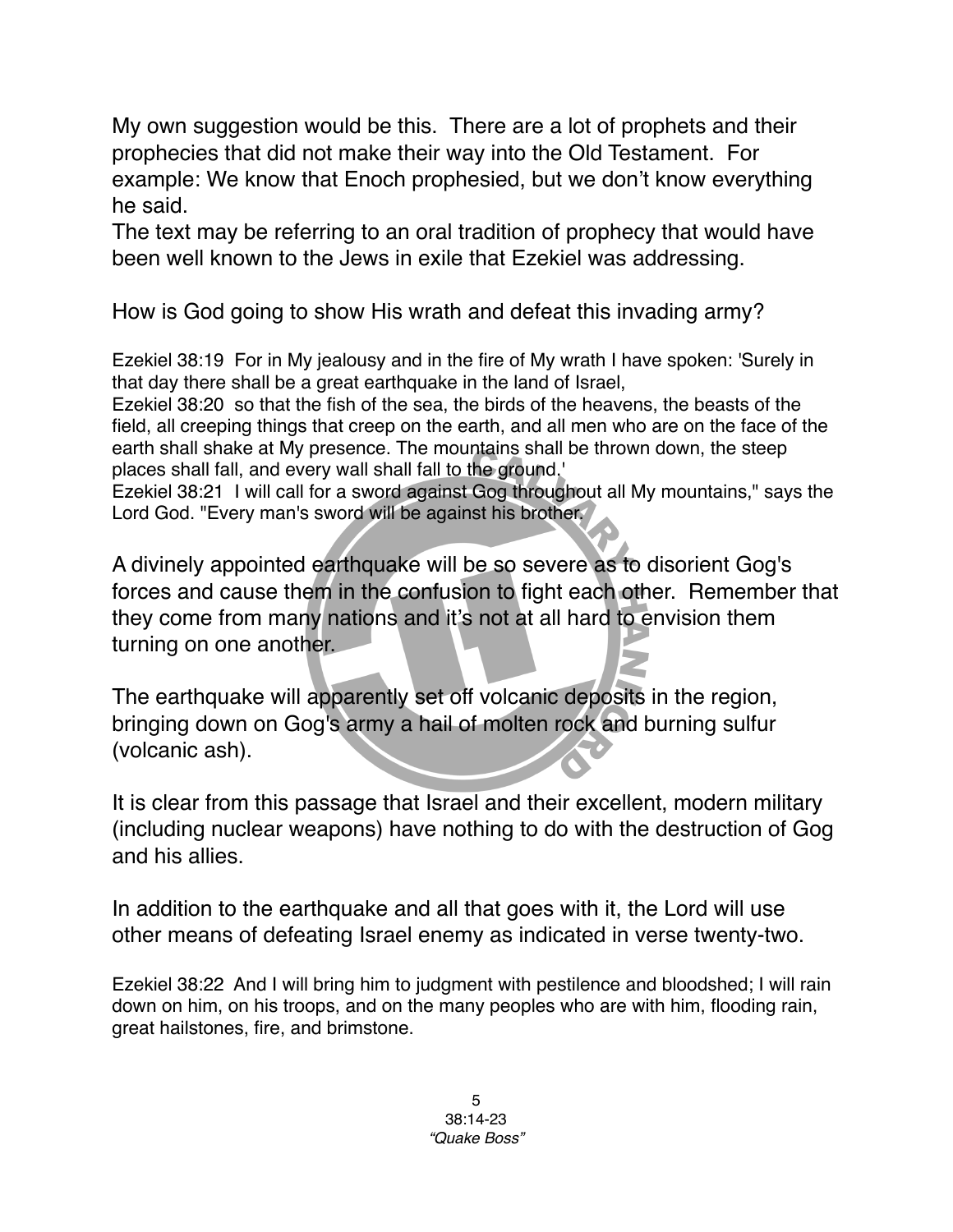My own suggestion would be this. There are a lot of prophets and their prophecies that did not make their way into the Old Testament. For example: We know that Enoch prophesied, but we don't know everything he said.
The text may be referring to an oral tradition of prophecy that would have been well known to the Jews in exile that Ezekiel was addressing.

How is God going to show His wrath and defeat this invading army?

Ezekiel 38:19 For in My jealousy and in the fire of My wrath I have spoken: 'Surely in that day there shall be a great earthquake in the land of Israel,
Ezekiel 38:20 so that the fish of the sea, the birds of the heavens, the beasts of the field, all creeping things that creep on the earth, and all men who are on the face of the earth shall shake at My presence. The mountains shall be thrown down, the steep places shall fall, and every wall shall fall to the ground.'
Ezekiel 38:21 I will call for a sword against Gog throughout all My mountains," says the Lord God. "Every man's sword will be against his brother.

A divinely appointed earthquake will be so severe as to disorient Gog's forces and cause them in the confusion to fight each other. Remember that they come from many nations and it's not at all hard to envision them turning on one another.

The earthquake will apparently set off volcanic deposits in the region, bringing down on Gog's army a hail of molten rock and burning sulfur (volcanic ash).

It is clear from this passage that Israel and their excellent, modern military (including nuclear weapons) have nothing to do with the destruction of Gog and his allies.

In addition to the earthquake and all that goes with it, the Lord will use other means of defeating Israel enemy as indicated in verse twenty-two.

Ezekiel 38:22 And I will bring him to judgment with pestilence and bloodshed; I will rain down on him, on his troops, and on the many peoples who are with him, flooding rain, great hailstones, fire, and brimstone.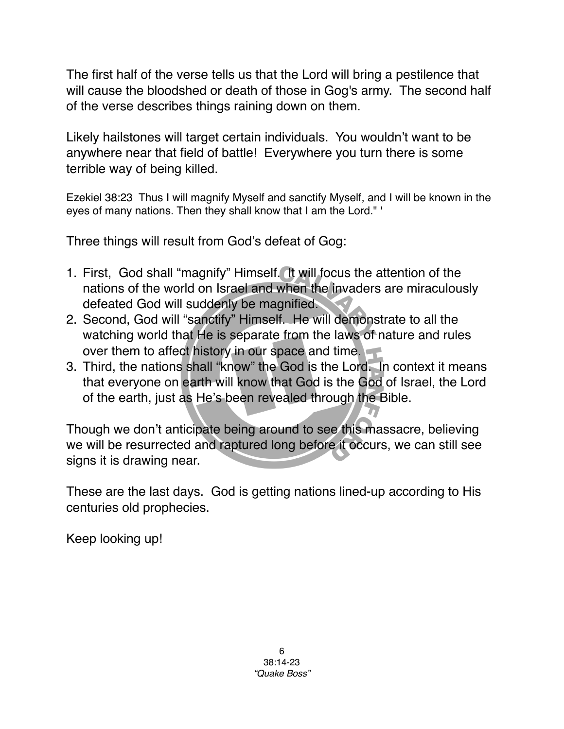The first half of the verse tells us that the Lord will bring a pestilence that will cause the bloodshed or death of those in Gog's army. The second half of the verse describes things raining down on them.

Likely hailstones will target certain individuals. You wouldn't want to be anywhere near that field of battle! Everywhere you turn there is some terrible way of being killed.

Ezekiel 38:23 Thus I will magnify Myself and sanctify Myself, and I will be known in the eyes of many nations. Then they shall know that I am the Lord." '

Three things will result from God's defeat of Gog:

1. First, God shall "magnify" Himself. It will focus the attention of the nations of the world on Israel and when the invaders are miraculously defeated God will suddenly be magnified.
2. Second, God will "sanctify" Himself. He will demonstrate to all the watching world that He is separate from the laws of nature and rules over them to affect history in our space and time.
3. Third, the nations shall "know" the God is the Lord. In context it means that everyone on earth will know that God is the God of Israel, the Lord of the earth, just as He's been revealed through the Bible.

Though we don't anticipate being around to see this massacre, believing we will be resurrected and raptured long before it occurs, we can still see signs it is drawing near.

These are the last days. God is getting nations lined-up according to His centuries old prophecies.

Keep looking up!